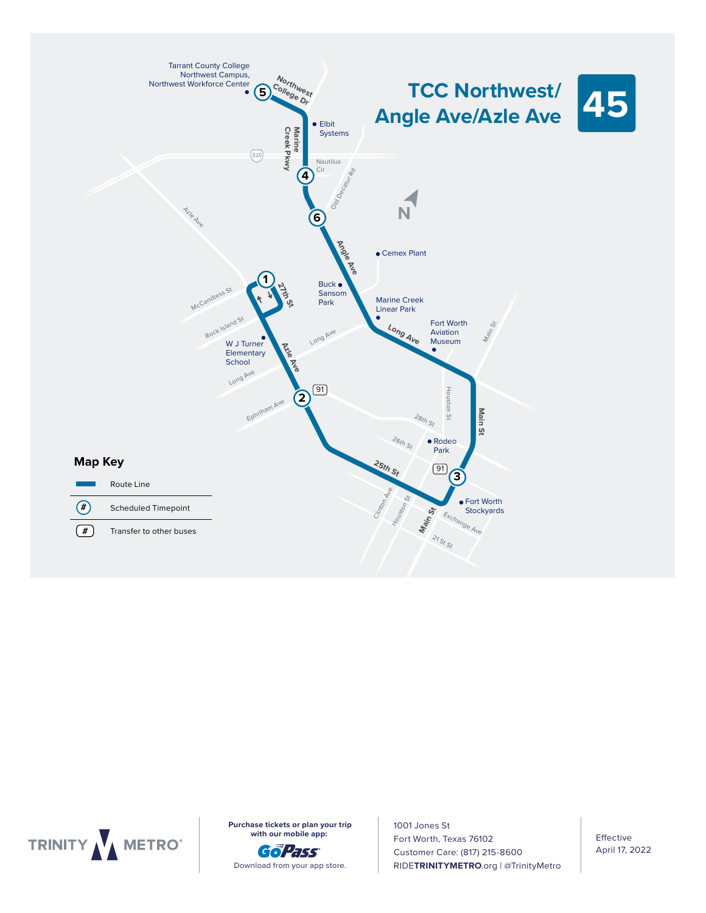# TCC Northwest/ Angle Ave/Azle Ave

# 45

Tarrant County College Northwest Campus, Northwest Workforce Center

Northwest College Dr

Elbit Systems

Marine Creek Pkwy

820

Nautilus Cir

Old Decatur Rd

Azle Ave

Angle Ave

Cemex Plant

Buck Sansom Park

27th St

McCandless St

Rock Island St

Marine Creek Linear Park

Long Ave

Fort Worth Aviation Museum

Main St

W J Turner Elementary School

Azle Ave

Long Ave

91

Ephriham Ave

Houston St

28th St

Main St

26th St

Rodeo Park

25th St

91

Fort Worth Stockyards

Clinton Ave

Houston St

Main St

Exchange Ave

21 St St

## Map Key

| | |
|---|---|
| ▬ | Route Line |
| # | Scheduled Timepoint |
| # | Transfer to other buses |

TRINITY METRO®

**Purchase tickets or plan your trip with our mobile app:**

GoPass

Download from your app store.

1001 Jones St
Fort Worth, Texas 76102
Customer Care: (817) 215-8600
RIDE**TRINITYMETRO**.org | @TrinityMetro

Effective
April 17, 2022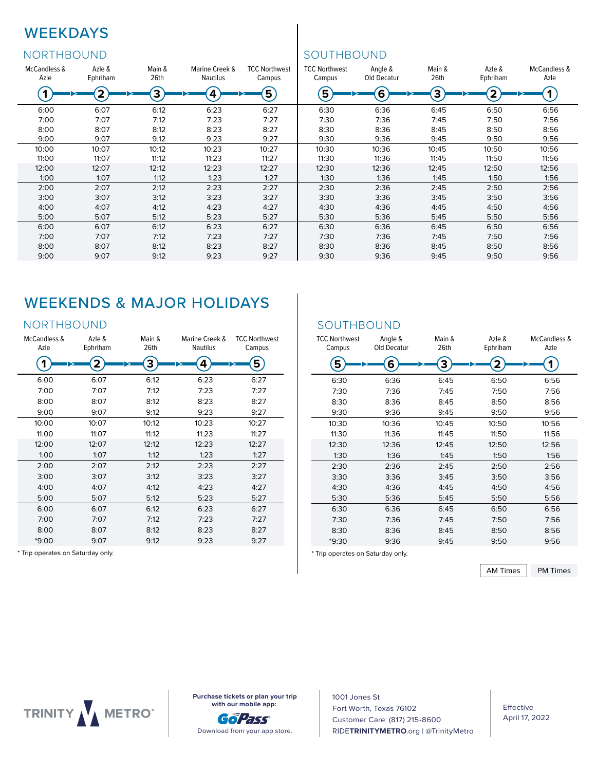# WEEKDAYS

## NORTHBOUND

| McCandless & Azle (1) | Azle & Ephriham (2) | Main & 26th (3) | Marine Creek & Nautilus (4) | TCC Northwest Campus (5) |
|---|---|---|---|---|
| 6:00 | 6:07 | 6:12 | 6:23 | 6:27 |
| 7:00 | 7:07 | 7:12 | 7:23 | 7:27 |
| 8:00 | 8:07 | 8:12 | 8:23 | 8:27 |
| 9:00 | 9:07 | 9:12 | 9:23 | 9:27 |
| 10:00 | 10:07 | 10:12 | 10:23 | 10:27 |
| 11:00 | 11:07 | 11:12 | 11:23 | 11:27 |
| 12:00 | 12:07 | 12:12 | 12:23 | 12:27 |
| 1:00 | 1:07 | 1:12 | 1:23 | 1:27 |
| 2:00 | 2:07 | 2:12 | 2:23 | 2:27 |
| 3:00 | 3:07 | 3:12 | 3:23 | 3:27 |
| 4:00 | 4:07 | 4:12 | 4:23 | 4:27 |
| 5:00 | 5:07 | 5:12 | 5:23 | 5:27 |
| 6:00 | 6:07 | 6:12 | 6:23 | 6:27 |
| 7:00 | 7:07 | 7:12 | 7:23 | 7:27 |
| 8:00 | 8:07 | 8:12 | 8:23 | 8:27 |
| 9:00 | 9:07 | 9:12 | 9:23 | 9:27 |

## SOUTHBOUND

| TCC Northwest Campus (5) | Angle & Old Decatur (6) | Main & 26th (3) | Azle & Ephriham (2) | McCandless & Azle (1) |
|---|---|---|---|---|
| 6:30 | 6:36 | 6:45 | 6:50 | 6:56 |
| 7:30 | 7:36 | 7:45 | 7:50 | 7:56 |
| 8:30 | 8:36 | 8:45 | 8:50 | 8:56 |
| 9:30 | 9:36 | 9:45 | 9:50 | 9:56 |
| 10:30 | 10:36 | 10:45 | 10:50 | 10:56 |
| 11:30 | 11:36 | 11:45 | 11:50 | 11:56 |
| 12:30 | 12:36 | 12:45 | 12:50 | 12:56 |
| 1:30 | 1:36 | 1:45 | 1:50 | 1:56 |
| 2:30 | 2:36 | 2:45 | 2:50 | 2:56 |
| 3:30 | 3:36 | 3:45 | 3:50 | 3:56 |
| 4:30 | 4:36 | 4:45 | 4:50 | 4:56 |
| 5:30 | 5:36 | 5:45 | 5:50 | 5:56 |
| 6:30 | 6:36 | 6:45 | 6:50 | 6:56 |
| 7:30 | 7:36 | 7:45 | 7:50 | 7:56 |
| 8:30 | 8:36 | 8:45 | 8:50 | 8:56 |
| 9:30 | 9:36 | 9:45 | 9:50 | 9:56 |

# WEEKENDS & MAJOR HOLIDAYS

## NORTHBOUND

| McCandless & Azle (1) | Azle & Ephriham (2) | Main & 26th (3) | Marine Creek & Nautilus (4) | TCC Northwest Campus (5) |
|---|---|---|---|---|
| 6:00 | 6:07 | 6:12 | 6:23 | 6:27 |
| 7:00 | 7:07 | 7:12 | 7:23 | 7:27 |
| 8:00 | 8:07 | 8:12 | 8:23 | 8:27 |
| 9:00 | 9:07 | 9:12 | 9:23 | 9:27 |
| 10:00 | 10:07 | 10:12 | 10:23 | 10:27 |
| 11:00 | 11:07 | 11:12 | 11:23 | 11:27 |
| 12:00 | 12:07 | 12:12 | 12:23 | 12:27 |
| 1:00 | 1:07 | 1:12 | 1:23 | 1:27 |
| 2:00 | 2:07 | 2:12 | 2:23 | 2:27 |
| 3:00 | 3:07 | 3:12 | 3:23 | 3:27 |
| 4:00 | 4:07 | 4:12 | 4:23 | 4:27 |
| 5:00 | 5:07 | 5:12 | 5:23 | 5:27 |
| 6:00 | 6:07 | 6:12 | 6:23 | 6:27 |
| 7:00 | 7:07 | 7:12 | 7:23 | 7:27 |
| 8:00 | 8:07 | 8:12 | 8:23 | 8:27 |
| *9:00 | 9:07 | 9:12 | 9:23 | 9:27 |

* Trip operates on Saturday only.

## SOUTHBOUND

| TCC Northwest Campus (5) | Angle & Old Decatur (6) | Main & 26th (3) | Azle & Ephriham (2) | McCandless & Azle (1) |
|---|---|---|---|---|
| 6:30 | 6:36 | 6:45 | 6:50 | 6:56 |
| 7:30 | 7:36 | 7:45 | 7:50 | 7:56 |
| 8:30 | 8:36 | 8:45 | 8:50 | 8:56 |
| 9:30 | 9:36 | 9:45 | 9:50 | 9:56 |
| 10:30 | 10:36 | 10:45 | 10:50 | 10:56 |
| 11:30 | 11:36 | 11:45 | 11:50 | 11:56 |
| 12:30 | 12:36 | 12:45 | 12:50 | 12:56 |
| 1:30 | 1:36 | 1:45 | 1:50 | 1:56 |
| 2:30 | 2:36 | 2:45 | 2:50 | 2:56 |
| 3:30 | 3:36 | 3:45 | 3:50 | 3:56 |
| 4:30 | 4:36 | 4:45 | 4:50 | 4:56 |
| 5:30 | 5:36 | 5:45 | 5:50 | 5:56 |
| 6:30 | 6:36 | 6:45 | 6:50 | 6:56 |
| 7:30 | 7:36 | 7:45 | 7:50 | 7:56 |
| 8:30 | 8:36 | 8:45 | 8:50 | 8:56 |
| *9:30 | 9:36 | 9:45 | 9:50 | 9:56 |

* Trip operates on Saturday only.

AM Times | PM Times

TRINITY METRO®

**Purchase tickets or plan your trip with our mobile app:**

GoPass

Download from your app store.

1001 Jones St
Fort Worth, Texas 76102
Customer Care: (817) 215-8600
RIDE**TRINITYMETRO**.org | @TrinityMetro

Effective
April 17, 2022